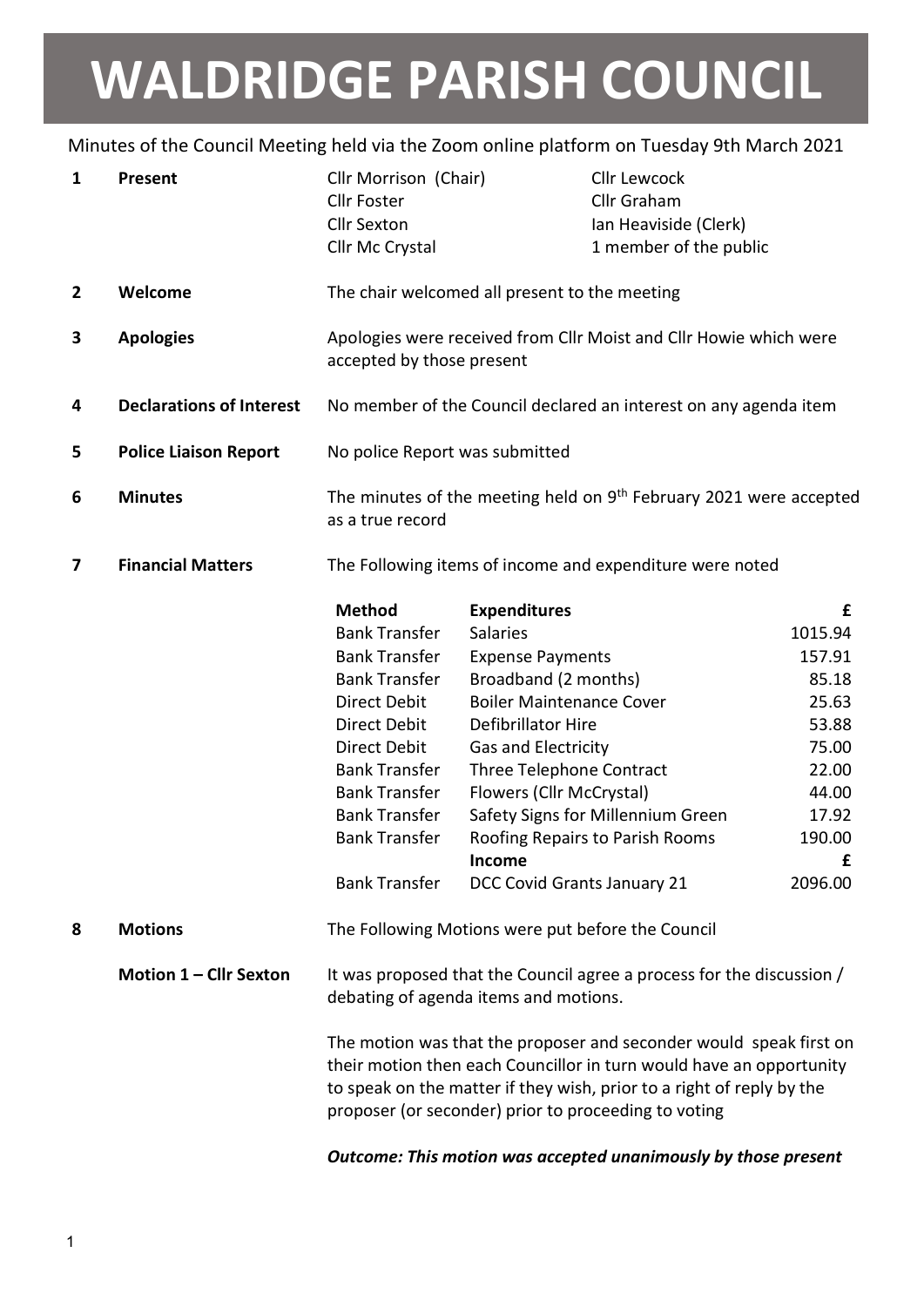# WALDRIDGE PARISH COUNCIL

Minutes of the Council Meeting held via the Zoom online platform on Tuesday 9th March 2021

**1 Present**

| | |
|---|---|
| Cllr Morrison (Chair) | Cllr Lewcock |
| Cllr Foster | Cllr Graham |
| Cllr Sexton | Ian Heaviside (Clerk) |
| Cllr Mc Crystal | 1 member of the public |

**2 Welcome**

The chair welcomed all present to the meeting

**3 Apologies**

Apologies were received from Cllr Moist and Cllr Howie which were accepted by those present

**4 Declarations of Interest**

No member of the Council declared an interest on any agenda item

**5 Police Liaison Report**

No police Report was submitted

**6 Minutes**

The minutes of the meeting held on 9th February 2021 were accepted as a true record

**7 Financial Matters**

The Following items of income and expenditure were noted

| Method | Expenditures | £ |
|---|---|---|
| Bank Transfer | Salaries | 1015.94 |
| Bank Transfer | Expense Payments | 157.91 |
| Bank Transfer | Broadband (2 months) | 85.18 |
| Direct Debit | Boiler Maintenance Cover | 25.63 |
| Direct Debit | Defibrillator Hire | 53.88 |
| Direct Debit | Gas and Electricity | 75.00 |
| Bank Transfer | Three Telephone Contract | 22.00 |
| Bank Transfer | Flowers (Cllr McCrystal) | 44.00 |
| Bank Transfer | Safety Signs for Millennium Green | 17.92 |
| Bank Transfer | Roofing Repairs to Parish Rooms | 190.00 |
| | **Income** | **£** |
| Bank Transfer | DCC Covid Grants January 21 | 2096.00 |

**8 Motions**

The Following Motions were put before the Council

**Motion 1 – Cllr Sexton**

It was proposed that the Council agree a process for the discussion / debating of agenda items and motions.

The motion was that the proposer and seconder would speak first on their motion then each Councillor in turn would have an opportunity to speak on the matter if they wish, prior to a right of reply by the proposer (or seconder) prior to proceeding to voting

***Outcome: This motion was accepted unanimously by those present***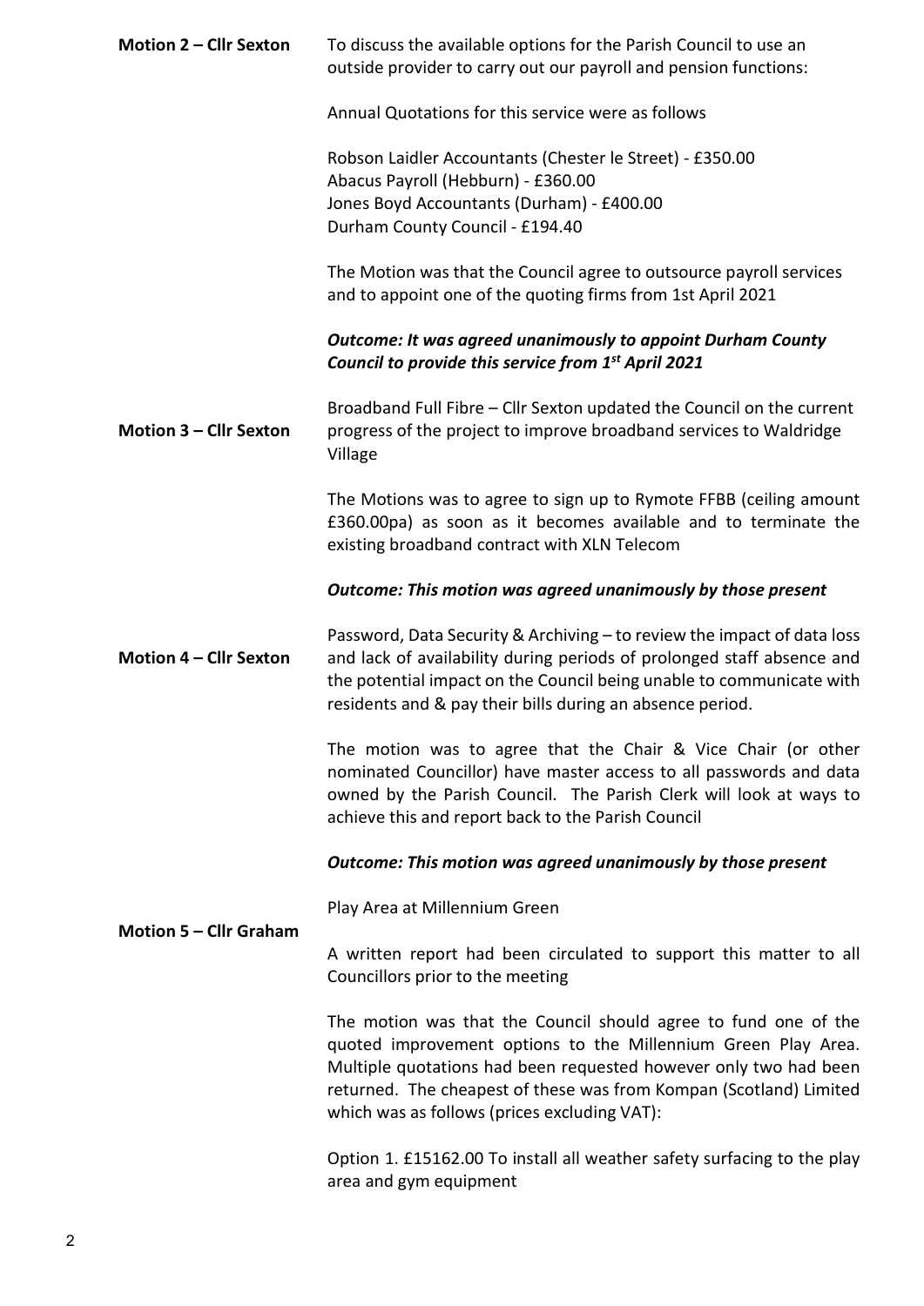**Motion 2 – Cllr Sexton**

To discuss the available options for the Parish Council to use an outside provider to carry out our payroll and pension functions:

Annual Quotations for this service were as follows

Robson Laidler Accountants (Chester le Street) - £350.00
Abacus Payroll (Hebburn) - £360.00
Jones Boyd Accountants (Durham) - £400.00
Durham County Council - £194.40

The Motion was that the Council agree to outsource payroll services and to appoint one of the quoting firms from 1st April 2021

***Outcome: It was agreed unanimously to appoint Durham County Council to provide this service from 1st April 2021***

**Motion 3 – Cllr Sexton**

Broadband Full Fibre – Cllr Sexton updated the Council on the current progress of the project to improve broadband services to Waldridge Village

The Motions was to agree to sign up to Rymote FFBB (ceiling amount £360.00pa) as soon as it becomes available and to terminate the existing broadband contract with XLN Telecom

***Outcome: This motion was agreed unanimously by those present***

**Motion 4 – Cllr Sexton**

Password, Data Security & Archiving – to review the impact of data loss and lack of availability during periods of prolonged staff absence and the potential impact on the Council being unable to communicate with residents and & pay their bills during an absence period.

The motion was to agree that the Chair & Vice Chair (or other nominated Councillor) have master access to all passwords and data owned by the Parish Council. The Parish Clerk will look at ways to achieve this and report back to the Parish Council

***Outcome: This motion was agreed unanimously by those present***

**Motion 5 – Cllr Graham**

Play Area at Millennium Green

A written report had been circulated to support this matter to all Councillors prior to the meeting

The motion was that the Council should agree to fund one of the quoted improvement options to the Millennium Green Play Area. Multiple quotations had been requested however only two had been returned. The cheapest of these was from Kompan (Scotland) Limited which was as follows (prices excluding VAT):

Option 1. £15162.00 To install all weather safety surfacing to the play area and gym equipment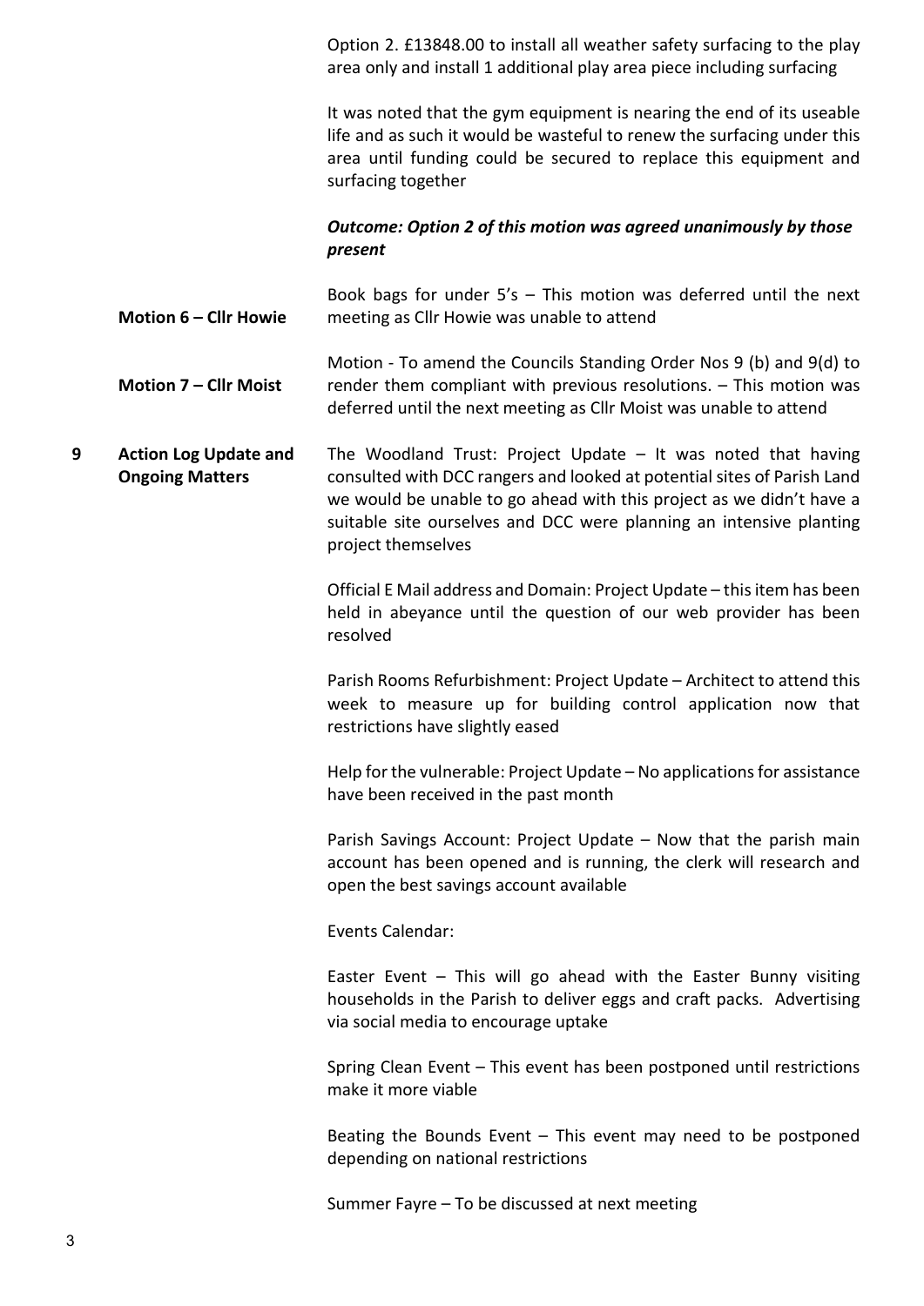Option 2. £13848.00 to install all weather safety surfacing to the play area only and install 1 additional play area piece including surfacing

It was noted that the gym equipment is nearing the end of its useable life and as such it would be wasteful to renew the surfacing under this area until funding could be secured to replace this equipment and surfacing together

***Outcome: Option 2 of this motion was agreed unanimously by those present***

**Motion 6 – Cllr Howie**

Book bags for under 5's – This motion was deferred until the next meeting as Cllr Howie was unable to attend

**Motion 7 – Cllr Moist**

Motion - To amend the Councils Standing Order Nos 9 (b) and 9(d) to render them compliant with previous resolutions. – This motion was deferred until the next meeting as Cllr Moist was unable to attend

**9 Action Log Update and Ongoing Matters**

The Woodland Trust: Project Update – It was noted that having consulted with DCC rangers and looked at potential sites of Parish Land we would be unable to go ahead with this project as we didn't have a suitable site ourselves and DCC were planning an intensive planting project themselves

Official E Mail address and Domain: Project Update – this item has been held in abeyance until the question of our web provider has been resolved

Parish Rooms Refurbishment: Project Update – Architect to attend this week to measure up for building control application now that restrictions have slightly eased

Help for the vulnerable: Project Update – No applications for assistance have been received in the past month

Parish Savings Account: Project Update – Now that the parish main account has been opened and is running, the clerk will research and open the best savings account available

Events Calendar:

Easter Event – This will go ahead with the Easter Bunny visiting households in the Parish to deliver eggs and craft packs. Advertising via social media to encourage uptake

Spring Clean Event – This event has been postponed until restrictions make it more viable

Beating the Bounds Event – This event may need to be postponed depending on national restrictions

Summer Fayre – To be discussed at next meeting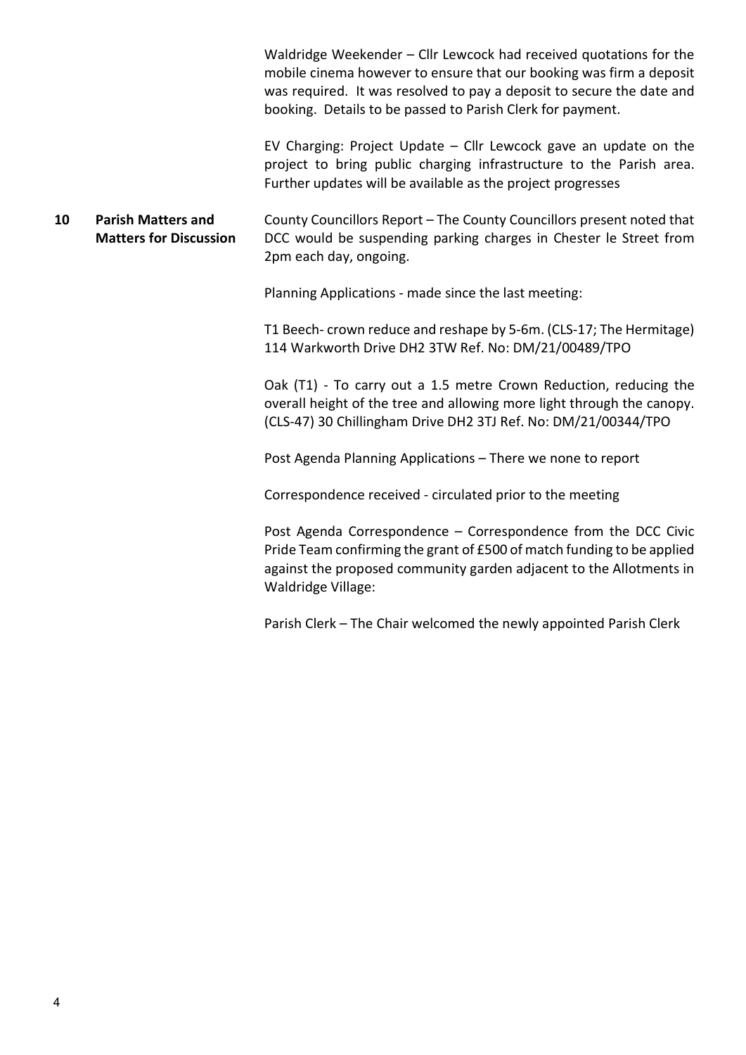Waldridge Weekender – Cllr Lewcock had received quotations for the mobile cinema however to ensure that our booking was firm a deposit was required. It was resolved to pay a deposit to secure the date and booking. Details to be passed to Parish Clerk for payment.

EV Charging: Project Update – Cllr Lewcock gave an update on the project to bring public charging infrastructure to the Parish area. Further updates will be available as the project progresses

**10 Parish Matters and Matters for Discussion**

County Councillors Report – The County Councillors present noted that DCC would be suspending parking charges in Chester le Street from 2pm each day, ongoing.

Planning Applications - made since the last meeting:

T1 Beech- crown reduce and reshape by 5-6m. (CLS-17; The Hermitage) 114 Warkworth Drive DH2 3TW Ref. No: DM/21/00489/TPO

Oak (T1) - To carry out a 1.5 metre Crown Reduction, reducing the overall height of the tree and allowing more light through the canopy. (CLS-47) 30 Chillingham Drive DH2 3TJ Ref. No: DM/21/00344/TPO

Post Agenda Planning Applications – There we none to report

Correspondence received - circulated prior to the meeting

Post Agenda Correspondence – Correspondence from the DCC Civic Pride Team confirming the grant of £500 of match funding to be applied against the proposed community garden adjacent to the Allotments in Waldridge Village:

Parish Clerk – The Chair welcomed the newly appointed Parish Clerk